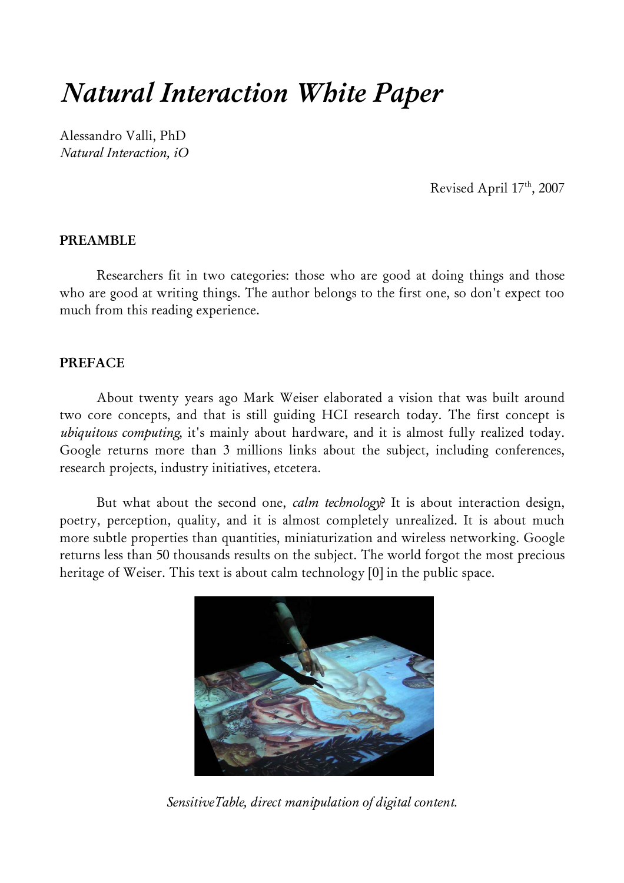# *Natural Interaction White Paper*

Alessandro Valli, PhD
*Natural Interaction, iO*

Revised April 17th, 2007

## PREAMBLE

Researchers fit in two categories: those who are good at doing things and those who are good at writing things. The author belongs to the first one, so don't expect too much from this reading experience.

## PREFACE

About twenty years ago Mark Weiser elaborated a vision that was built around two core concepts, and that is still guiding HCI research today. The first concept is *ubiquitous computing*, it's mainly about hardware, and it is almost fully realized today. Google returns more than 3 millions links about the subject, including conferences, research projects, industry initiatives, etcetera.

But what about the second one, *calm technology*? It is about interaction design, poetry, perception, quality, and it is almost completely unrealized. It is about much more subtle properties than quantities, miniaturization and wireless networking. Google returns less than 50 thousands results on the subject. The world forgot the most precious heritage of Weiser. This text is about calm technology [0] in the public space.

*SensitiveTable, direct manipulation of digital content.*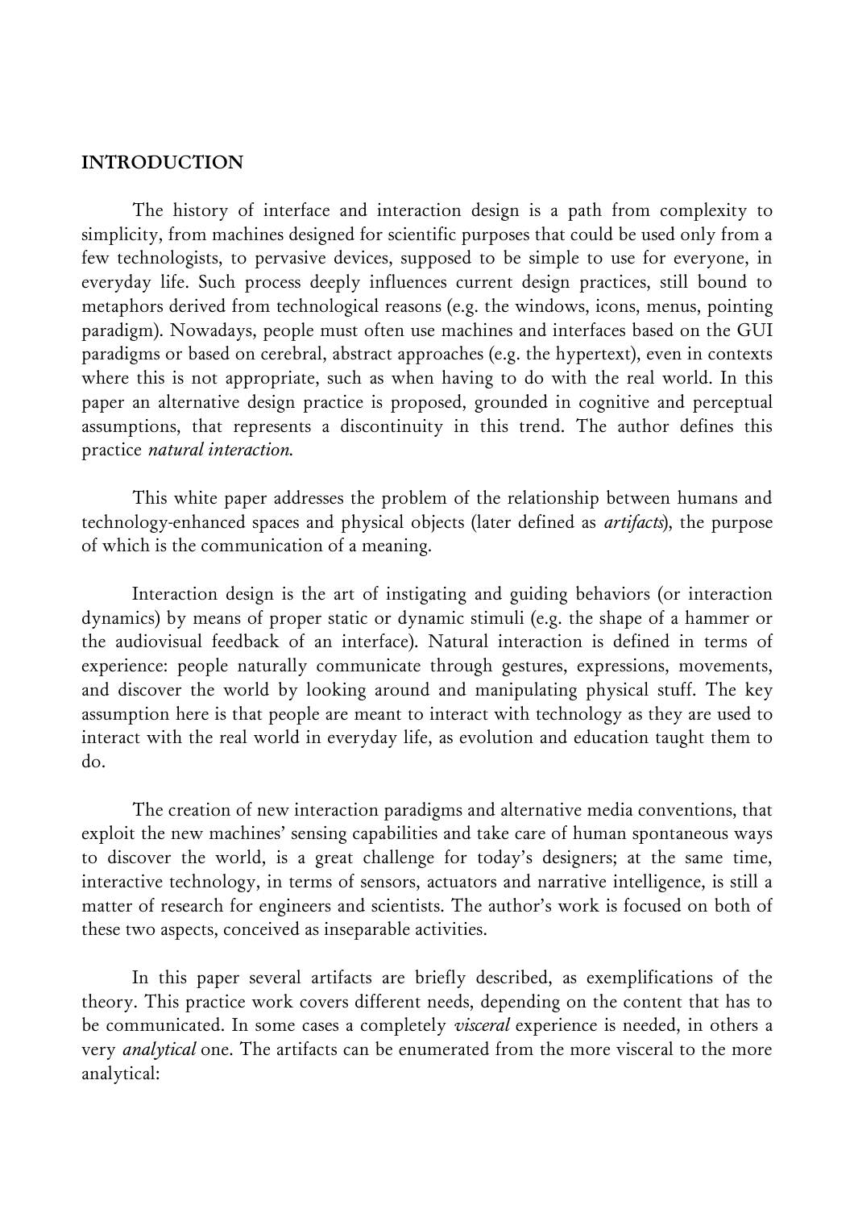## INTRODUCTION

The history of interface and interaction design is a path from complexity to simplicity, from machines designed for scientific purposes that could be used only from a few technologists, to pervasive devices, supposed to be simple to use for everyone, in everyday life. Such process deeply influences current design practices, still bound to metaphors derived from technological reasons (e.g. the windows, icons, menus, pointing paradigm). Nowadays, people must often use machines and interfaces based on the GUI paradigms or based on cerebral, abstract approaches (e.g. the hypertext), even in contexts where this is not appropriate, such as when having to do with the real world. In this paper an alternative design practice is proposed, grounded in cognitive and perceptual assumptions, that represents a discontinuity in this trend. The author defines this practice *natural interaction*.

This white paper addresses the problem of the relationship between humans and technology-enhanced spaces and physical objects (later defined as *artifacts*), the purpose of which is the communication of a meaning.

Interaction design is the art of instigating and guiding behaviors (or interaction dynamics) by means of proper static or dynamic stimuli (e.g. the shape of a hammer or the audiovisual feedback of an interface). Natural interaction is defined in terms of experience: people naturally communicate through gestures, expressions, movements, and discover the world by looking around and manipulating physical stuff. The key assumption here is that people are meant to interact with technology as they are used to interact with the real world in everyday life, as evolution and education taught them to do.

The creation of new interaction paradigms and alternative media conventions, that exploit the new machines' sensing capabilities and take care of human spontaneous ways to discover the world, is a great challenge for today's designers; at the same time, interactive technology, in terms of sensors, actuators and narrative intelligence, is still a matter of research for engineers and scientists. The author's work is focused on both of these two aspects, conceived as inseparable activities.

In this paper several artifacts are briefly described, as exemplifications of the theory. This practice work covers different needs, depending on the content that has to be communicated. In some cases a completely *visceral* experience is needed, in others a very *analytical* one. The artifacts can be enumerated from the more visceral to the more analytical: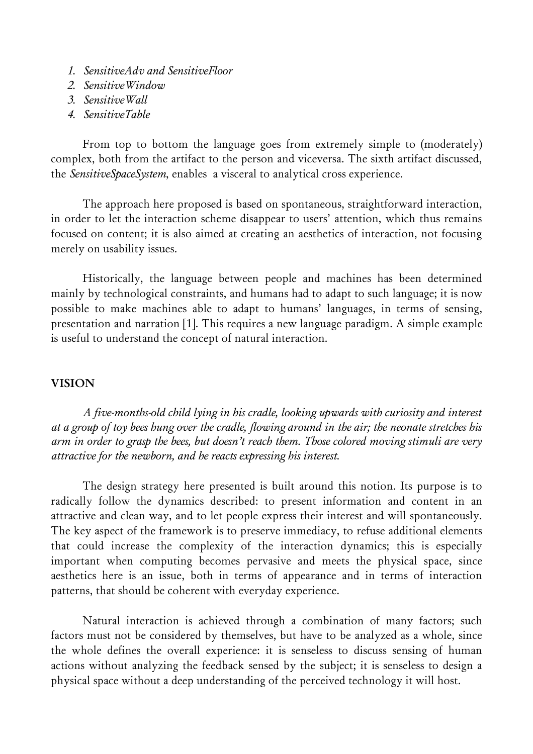1. *SensitiveAdv and SensitiveFloor*
2. *SensitiveWindow*
3. *SensitiveWall*
4. *SensitiveTable*

From top to bottom the language goes from extremely simple to (moderately) complex, both from the artifact to the person and viceversa. The sixth artifact discussed, the *SensitiveSpaceSystem*, enables a visceral to analytical cross experience.

The approach here proposed is based on spontaneous, straightforward interaction, in order to let the interaction scheme disappear to users' attention, which thus remains focused on content; it is also aimed at creating an aesthetics of interaction, not focusing merely on usability issues.

Historically, the language between people and machines has been determined mainly by technological constraints, and humans had to adapt to such language; it is now possible to make machines able to adapt to humans' languages, in terms of sensing, presentation and narration [1]. This requires a new language paradigm. A simple example is useful to understand the concept of natural interaction.

## VISION

*A five-months-old child lying in his cradle, looking upwards with curiosity and interest at a group of toy bees hung over the cradle, flowing around in the air; the neonate stretches his arm in order to grasp the bees, but doesn't reach them. Those colored moving stimuli are very attractive for the newborn, and he reacts expressing his interest.*

The design strategy here presented is built around this notion. Its purpose is to radically follow the dynamics described: to present information and content in an attractive and clean way, and to let people express their interest and will spontaneously. The key aspect of the framework is to preserve immediacy, to refuse additional elements that could increase the complexity of the interaction dynamics; this is especially important when computing becomes pervasive and meets the physical space, since aesthetics here is an issue, both in terms of appearance and in terms of interaction patterns, that should be coherent with everyday experience.

Natural interaction is achieved through a combination of many factors; such factors must not be considered by themselves, but have to be analyzed as a whole, since the whole defines the overall experience: it is senseless to discuss sensing of human actions without analyzing the feedback sensed by the subject; it is senseless to design a physical space without a deep understanding of the perceived technology it will host.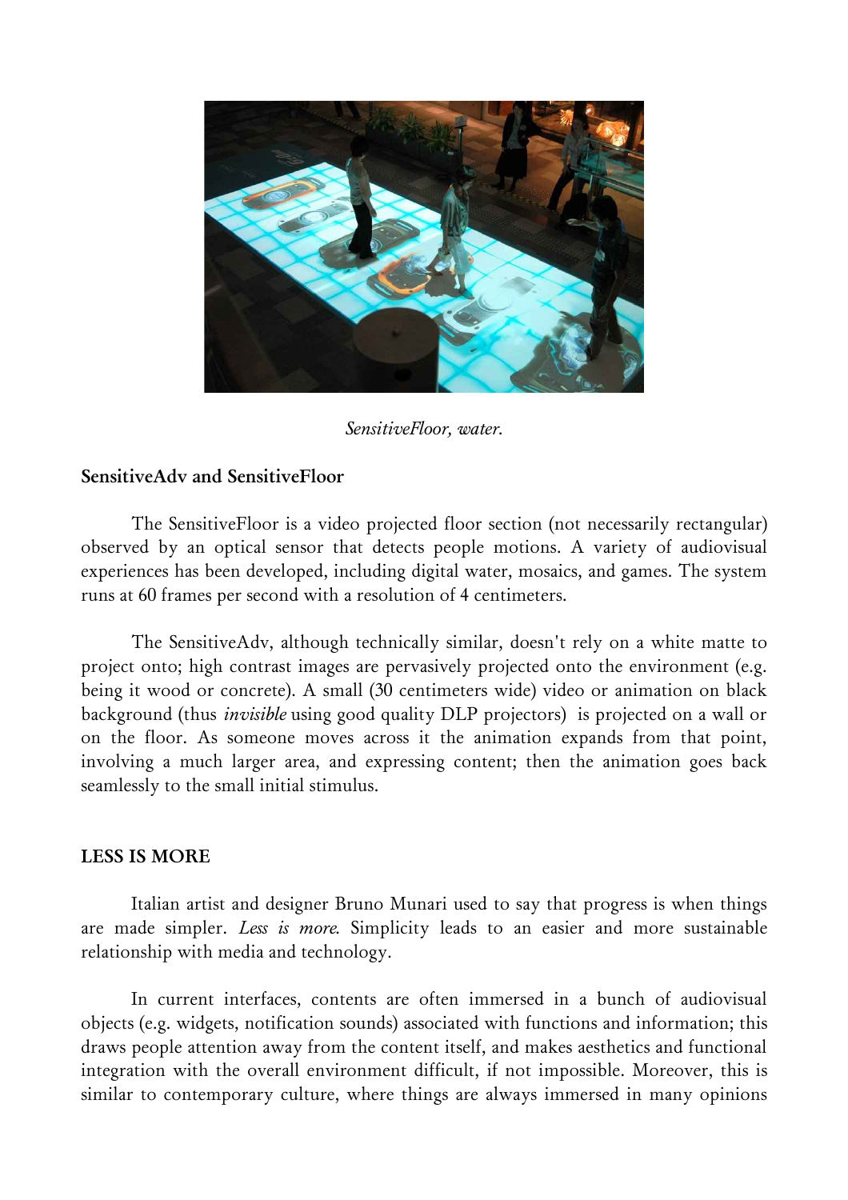*SensitiveFloor, water.*

**SensitiveAdv and SensitiveFloor**

The SensitiveFloor is a video projected floor section (not necessarily rectangular) observed by an optical sensor that detects people motions. A variety of audiovisual experiences has been developed, including digital water, mosaics, and games. The system runs at 60 frames per second with a resolution of 4 centimeters.

The SensitiveAdv, although technically similar, doesn't rely on a white matte to project onto; high contrast images are pervasively projected onto the environment (e.g. being it wood or concrete). A small (30 centimeters wide) video or animation on black background (thus *invisible* using good quality DLP projectors) is projected on a wall or on the floor. As someone moves across it the animation expands from that point, involving a much larger area, and expressing content; then the animation goes back seamlessly to the small initial stimulus.

## LESS IS MORE

Italian artist and designer Bruno Munari used to say that progress is when things are made simpler. *Less is more.* Simplicity leads to an easier and more sustainable relationship with media and technology.

In current interfaces, contents are often immersed in a bunch of audiovisual objects (e.g. widgets, notification sounds) associated with functions and information; this draws people attention away from the content itself, and makes aesthetics and functional integration with the overall environment difficult, if not impossible. Moreover, this is similar to contemporary culture, where things are always immersed in many opinions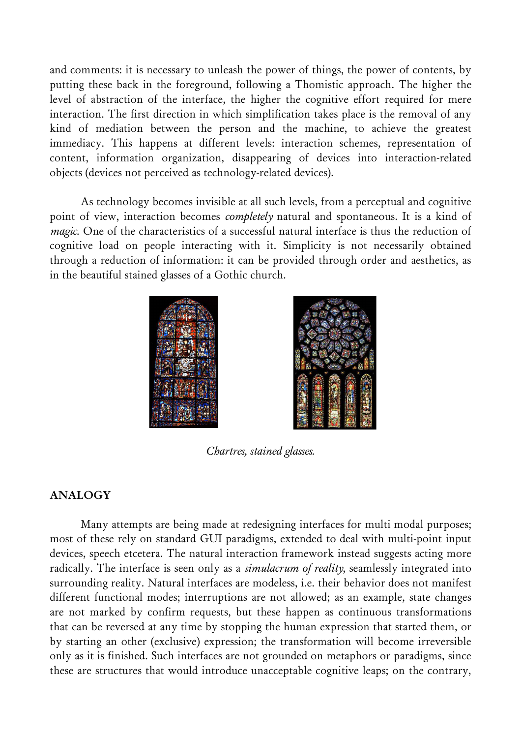and comments: it is necessary to unleash the power of things, the power of contents, by putting these back in the foreground, following a Thomistic approach. The higher the level of abstraction of the interface, the higher the cognitive effort required for mere interaction. The first direction in which simplification takes place is the removal of any kind of mediation between the person and the machine, to achieve the greatest immediacy. This happens at different levels: interaction schemes, representation of content, information organization, disappearing of devices into interaction-related objects (devices not perceived as technology-related devices).

As technology becomes invisible at all such levels, from a perceptual and cognitive point of view, interaction becomes *completely* natural and spontaneous. It is a kind of *magic*. One of the characteristics of a successful natural interface is thus the reduction of cognitive load on people interacting with it. Simplicity is not necessarily obtained through a reduction of information: it can be provided through order and aesthetics, as in the beautiful stained glasses of a Gothic church.

*Chartres, stained glasses.*

## ANALOGY

Many attempts are being made at redesigning interfaces for multi modal purposes; most of these rely on standard GUI paradigms, extended to deal with multi-point input devices, speech etcetera. The natural interaction framework instead suggests acting more radically. The interface is seen only as a *simulacrum of reality*, seamlessly integrated into surrounding reality. Natural interfaces are modeless, i.e. their behavior does not manifest different functional modes; interruptions are not allowed; as an example, state changes are not marked by confirm requests, but these happen as continuous transformations that can be reversed at any time by stopping the human expression that started them, or by starting an other (exclusive) expression; the transformation will become irreversible only as it is finished. Such interfaces are not grounded on metaphors or paradigms, since these are structures that would introduce unacceptable cognitive leaps; on the contrary,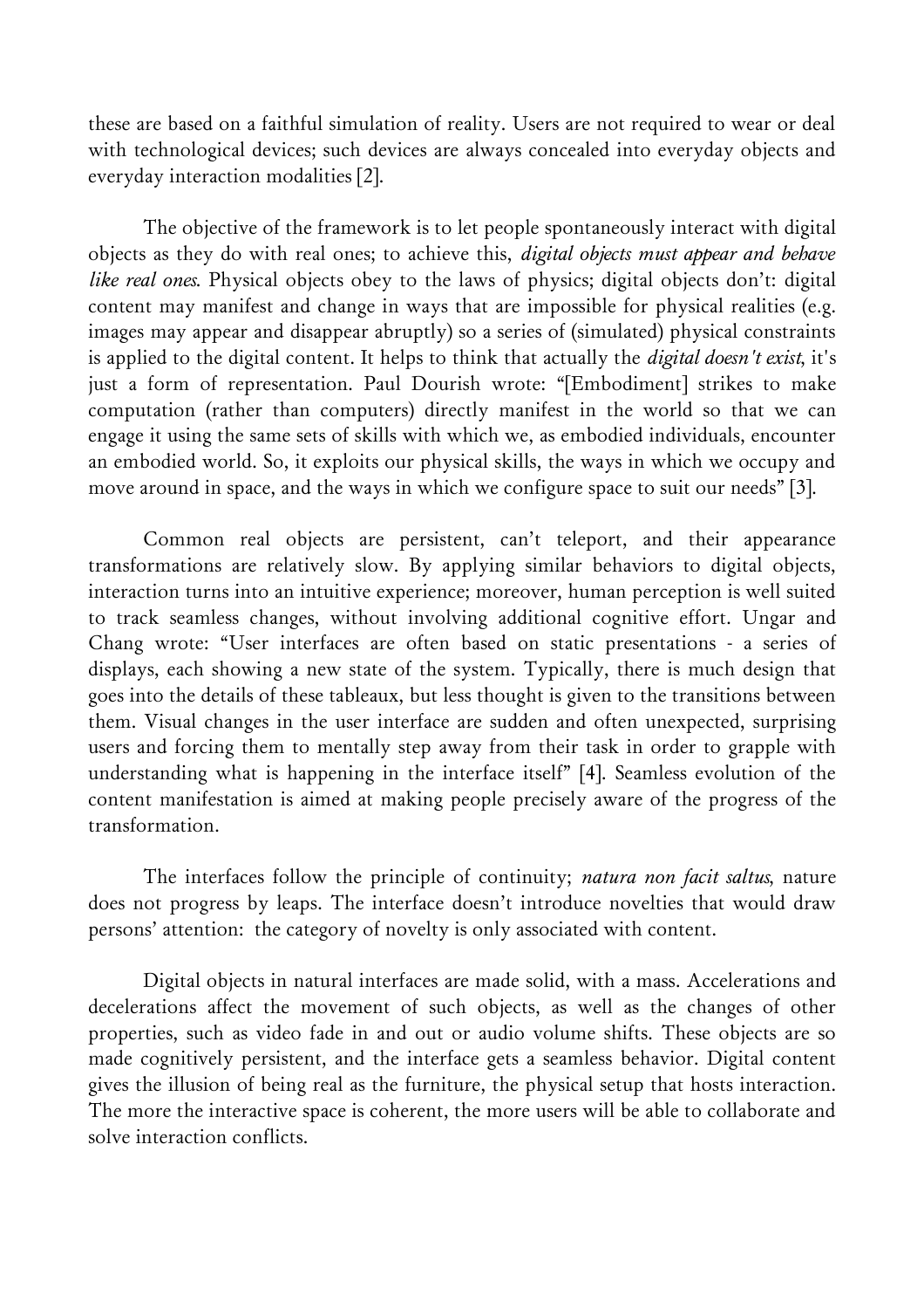these are based on a faithful simulation of reality. Users are not required to wear or deal with technological devices; such devices are always concealed into everyday objects and everyday interaction modalities [2].

The objective of the framework is to let people spontaneously interact with digital objects as they do with real ones; to achieve this, *digital objects must appear and behave like real ones*. Physical objects obey to the laws of physics; digital objects don't: digital content may manifest and change in ways that are impossible for physical realities (e.g. images may appear and disappear abruptly) so a series of (simulated) physical constraints is applied to the digital content. It helps to think that actually the *digital doesn't exist*, it's just a form of representation. Paul Dourish wrote: "[Embodiment] strikes to make computation (rather than computers) directly manifest in the world so that we can engage it using the same sets of skills with which we, as embodied individuals, encounter an embodied world. So, it exploits our physical skills, the ways in which we occupy and move around in space, and the ways in which we configure space to suit our needs" [3].

Common real objects are persistent, can't teleport, and their appearance transformations are relatively slow. By applying similar behaviors to digital objects, interaction turns into an intuitive experience; moreover, human perception is well suited to track seamless changes, without involving additional cognitive effort. Ungar and Chang wrote: "User interfaces are often based on static presentations - a series of displays, each showing a new state of the system. Typically, there is much design that goes into the details of these tableaux, but less thought is given to the transitions between them. Visual changes in the user interface are sudden and often unexpected, surprising users and forcing them to mentally step away from their task in order to grapple with understanding what is happening in the interface itself" [4]. Seamless evolution of the content manifestation is aimed at making people precisely aware of the progress of the transformation.

The interfaces follow the principle of continuity; *natura non facit saltus*, nature does not progress by leaps. The interface doesn't introduce novelties that would draw persons' attention: the category of novelty is only associated with content.

Digital objects in natural interfaces are made solid, with a mass. Accelerations and decelerations affect the movement of such objects, as well as the changes of other properties, such as video fade in and out or audio volume shifts. These objects are so made cognitively persistent, and the interface gets a seamless behavior. Digital content gives the illusion of being real as the furniture, the physical setup that hosts interaction. The more the interactive space is coherent, the more users will be able to collaborate and solve interaction conflicts.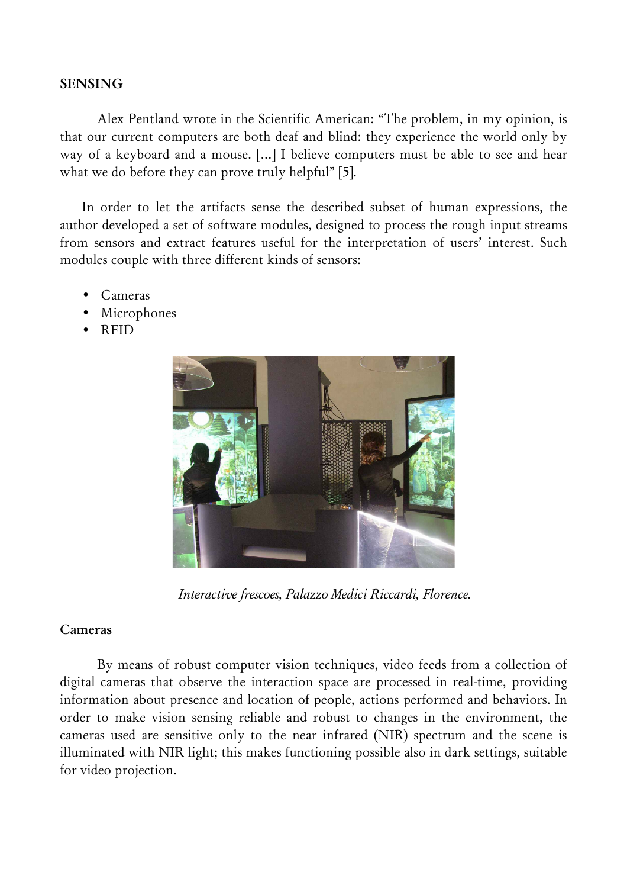## SENSING

Alex Pentland wrote in the Scientific American: "The problem, in my opinion, is that our current computers are both deaf and blind: they experience the world only by way of a keyboard and a mouse. [...] I believe computers must be able to see and hear what we do before they can prove truly helpful" [5].

In order to let the artifacts sense the described subset of human expressions, the author developed a set of software modules, designed to process the rough input streams from sensors and extract features useful for the interpretation of users' interest. Such modules couple with three different kinds of sensors:

- Cameras
- Microphones
- RFID

*Interactive frescoes, Palazzo Medici Riccardi, Florence.*

### Cameras

By means of robust computer vision techniques, video feeds from a collection of digital cameras that observe the interaction space are processed in real-time, providing information about presence and location of people, actions performed and behaviors. In order to make vision sensing reliable and robust to changes in the environment, the cameras used are sensitive only to the near infrared (NIR) spectrum and the scene is illuminated with NIR light; this makes functioning possible also in dark settings, suitable for video projection.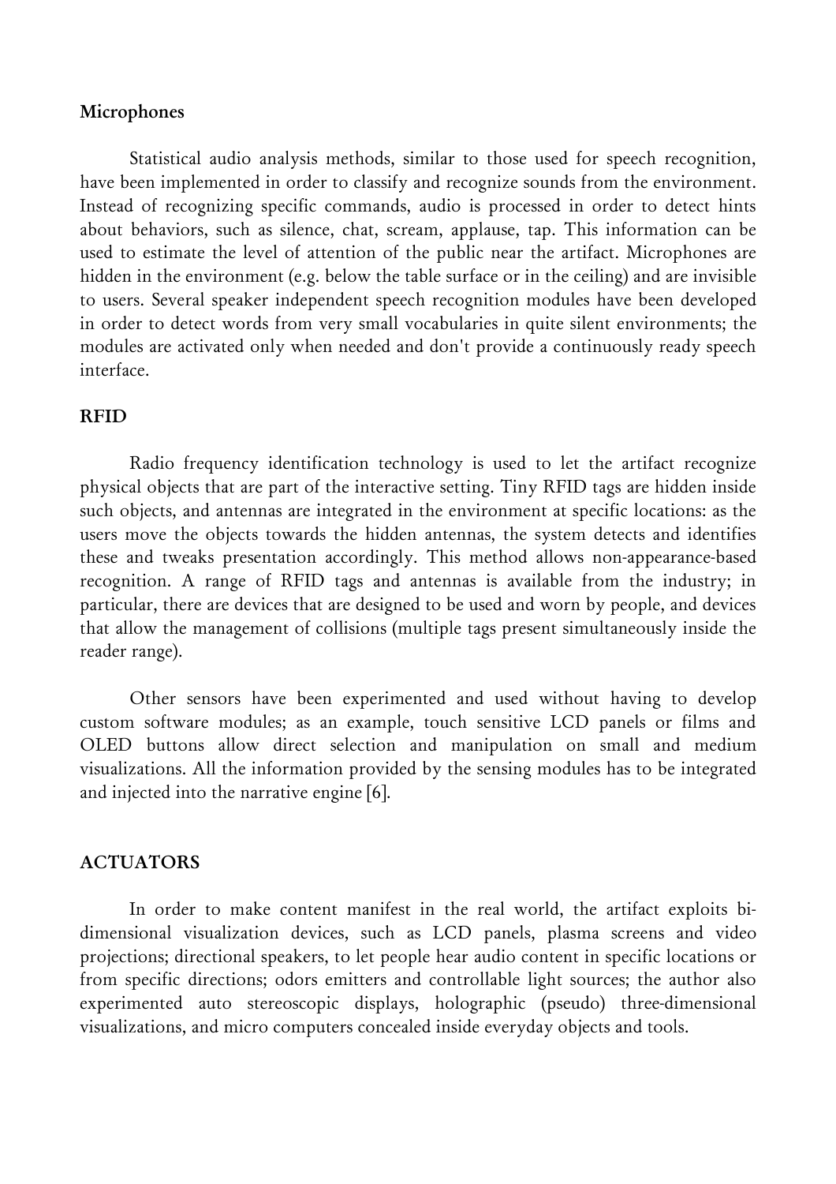### Microphones

Statistical audio analysis methods, similar to those used for speech recognition, have been implemented in order to classify and recognize sounds from the environment. Instead of recognizing specific commands, audio is processed in order to detect hints about behaviors, such as silence, chat, scream, applause, tap. This information can be used to estimate the level of attention of the public near the artifact. Microphones are hidden in the environment (e.g. below the table surface or in the ceiling) and are invisible to users. Several speaker independent speech recognition modules have been developed in order to detect words from very small vocabularies in quite silent environments; the modules are activated only when needed and don't provide a continuously ready speech interface.

### RFID

Radio frequency identification technology is used to let the artifact recognize physical objects that are part of the interactive setting. Tiny RFID tags are hidden inside such objects, and antennas are integrated in the environment at specific locations: as the users move the objects towards the hidden antennas, the system detects and identifies these and tweaks presentation accordingly. This method allows non-appearance-based recognition. A range of RFID tags and antennas is available from the industry; in particular, there are devices that are designed to be used and worn by people, and devices that allow the management of collisions (multiple tags present simultaneously inside the reader range).

Other sensors have been experimented and used without having to develop custom software modules; as an example, touch sensitive LCD panels or films and OLED buttons allow direct selection and manipulation on small and medium visualizations. All the information provided by the sensing modules has to be integrated and injected into the narrative engine [6].

## ACTUATORS

In order to make content manifest in the real world, the artifact exploits bi-dimensional visualization devices, such as LCD panels, plasma screens and video projections; directional speakers, to let people hear audio content in specific locations or from specific directions; odors emitters and controllable light sources; the author also experimented auto stereoscopic displays, holographic (pseudo) three-dimensional visualizations, and micro computers concealed inside everyday objects and tools.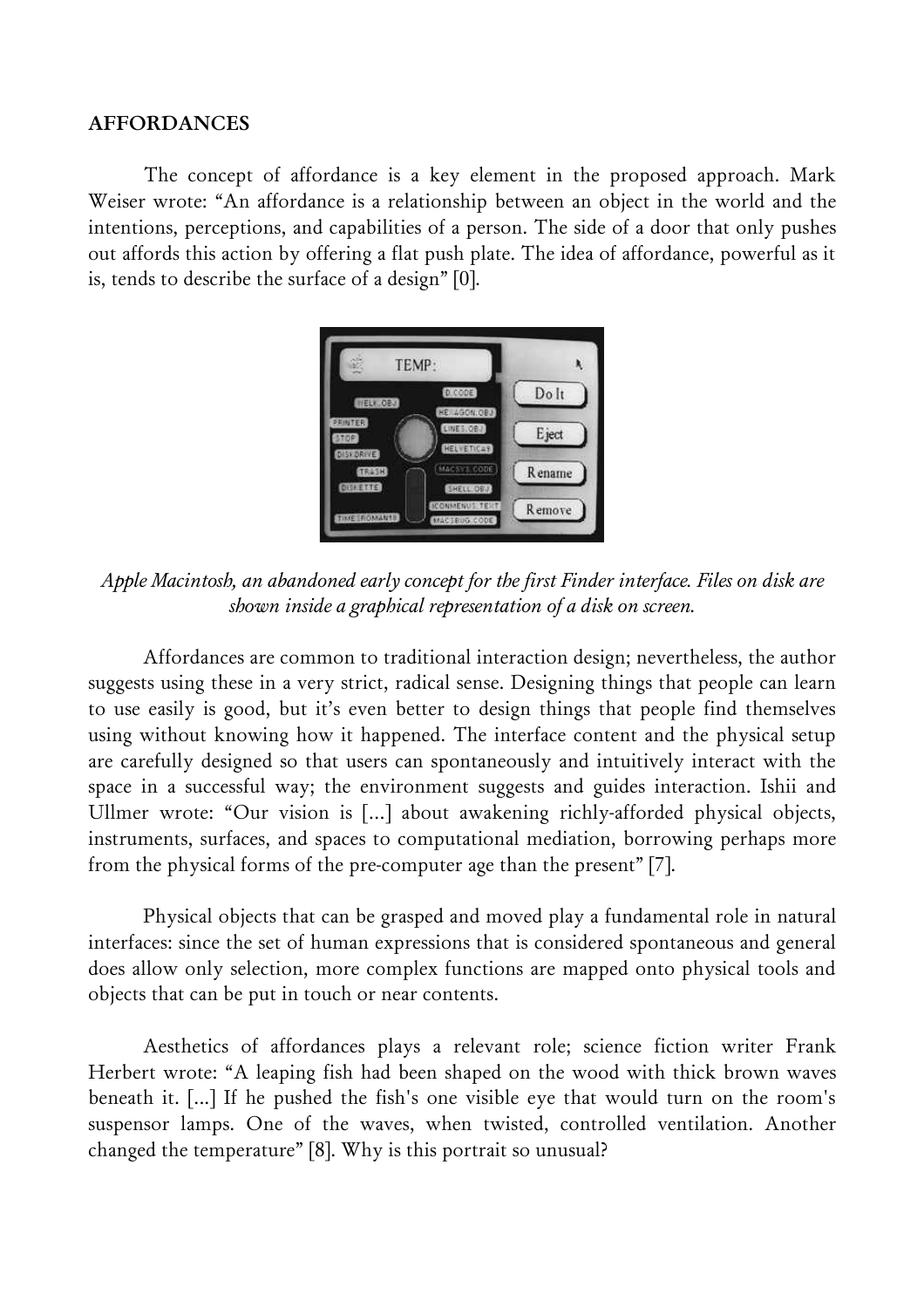## AFFORDANCES

The concept of affordance is a key element in the proposed approach. Mark Weiser wrote: "An affordance is a relationship between an object in the world and the intentions, perceptions, and capabilities of a person. The side of a door that only pushes out affords this action by offering a flat push plate. The idea of affordance, powerful as it is, tends to describe the surface of a design" [0].

*Apple Macintosh, an abandoned early concept for the first Finder interface. Files on disk are shown inside a graphical representation of a disk on screen.*

Affordances are common to traditional interaction design; nevertheless, the author suggests using these in a very strict, radical sense. Designing things that people can learn to use easily is good, but it's even better to design things that people find themselves using without knowing how it happened. The interface content and the physical setup are carefully designed so that users can spontaneously and intuitively interact with the space in a successful way; the environment suggests and guides interaction. Ishii and Ullmer wrote: "Our vision is [...] about awakening richly-afforded physical objects, instruments, surfaces, and spaces to computational mediation, borrowing perhaps more from the physical forms of the pre-computer age than the present" [7].

Physical objects that can be grasped and moved play a fundamental role in natural interfaces: since the set of human expressions that is considered spontaneous and general does allow only selection, more complex functions are mapped onto physical tools and objects that can be put in touch or near contents.

Aesthetics of affordances plays a relevant role; science fiction writer Frank Herbert wrote: "A leaping fish had been shaped on the wood with thick brown waves beneath it. [...] If he pushed the fish's one visible eye that would turn on the room's suspensor lamps. One of the waves, when twisted, controlled ventilation. Another changed the temperature" [8]. Why is this portrait so unusual?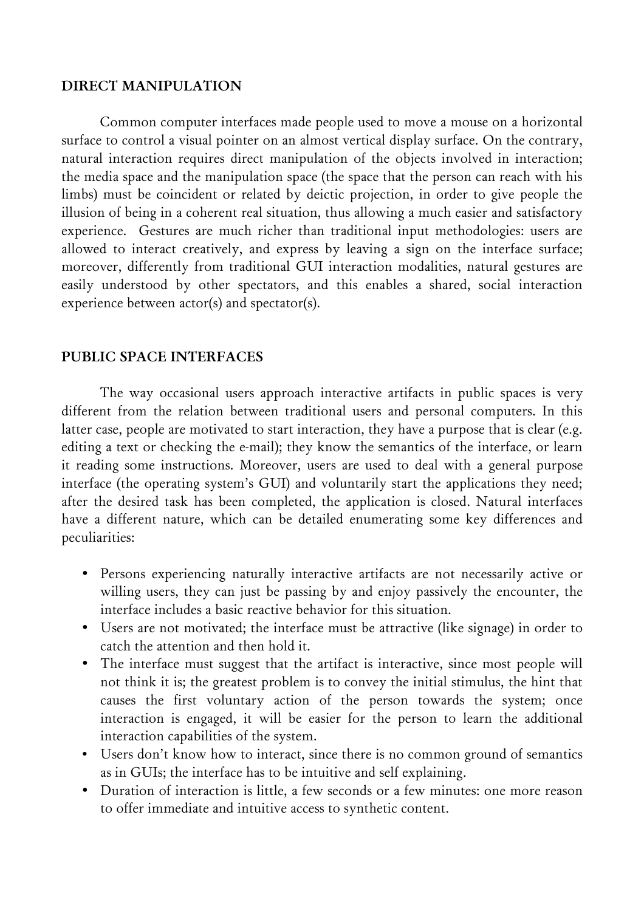## DIRECT MANIPULATION

Common computer interfaces made people used to move a mouse on a horizontal surface to control a visual pointer on an almost vertical display surface. On the contrary, natural interaction requires direct manipulation of the objects involved in interaction; the media space and the manipulation space (the space that the person can reach with his limbs) must be coincident or related by deictic projection, in order to give people the illusion of being in a coherent real situation, thus allowing a much easier and satisfactory experience. Gestures are much richer than traditional input methodologies: users are allowed to interact creatively, and express by leaving a sign on the interface surface; moreover, differently from traditional GUI interaction modalities, natural gestures are easily understood by other spectators, and this enables a shared, social interaction experience between actor(s) and spectator(s).

## PUBLIC SPACE INTERFACES

The way occasional users approach interactive artifacts in public spaces is very different from the relation between traditional users and personal computers. In this latter case, people are motivated to start interaction, they have a purpose that is clear (e.g. editing a text or checking the e-mail); they know the semantics of the interface, or learn it reading some instructions. Moreover, users are used to deal with a general purpose interface (the operating system's GUI) and voluntarily start the applications they need; after the desired task has been completed, the application is closed. Natural interfaces have a different nature, which can be detailed enumerating some key differences and peculiarities:

- Persons experiencing naturally interactive artifacts are not necessarily active or willing users, they can just be passing by and enjoy passively the encounter, the interface includes a basic reactive behavior for this situation.
- Users are not motivated; the interface must be attractive (like signage) in order to catch the attention and then hold it.
- The interface must suggest that the artifact is interactive, since most people will not think it is; the greatest problem is to convey the initial stimulus, the hint that causes the first voluntary action of the person towards the system; once interaction is engaged, it will be easier for the person to learn the additional interaction capabilities of the system.
- Users don't know how to interact, since there is no common ground of semantics as in GUIs; the interface has to be intuitive and self explaining.
- Duration of interaction is little, a few seconds or a few minutes: one more reason to offer immediate and intuitive access to synthetic content.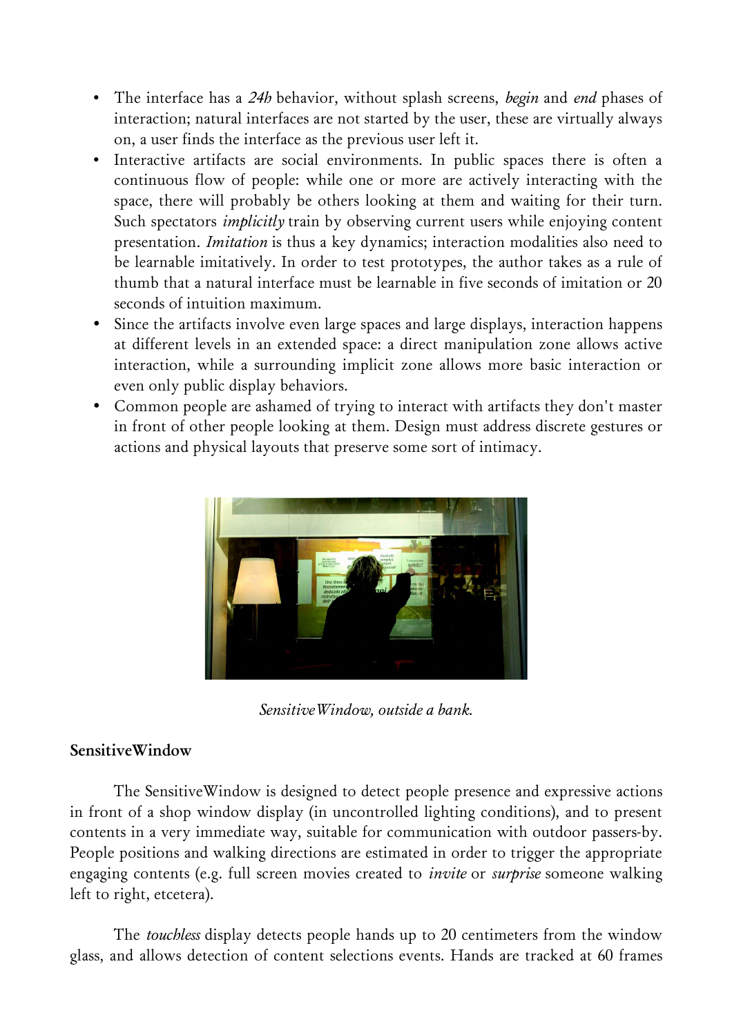- The interface has a *24h* behavior, without splash screens, *begin* and *end* phases of interaction; natural interfaces are not started by the user, these are virtually always on, a user finds the interface as the previous user left it.
- Interactive artifacts are social environments. In public spaces there is often a continuous flow of people: while one or more are actively interacting with the space, there will probably be others looking at them and waiting for their turn. Such spectators *implicitly* train by observing current users while enjoying content presentation. *Imitation* is thus a key dynamics; interaction modalities also need to be learnable imitatively. In order to test prototypes, the author takes as a rule of thumb that a natural interface must be learnable in five seconds of imitation or 20 seconds of intuition maximum.
- Since the artifacts involve even large spaces and large displays, interaction happens at different levels in an extended space: a direct manipulation zone allows active interaction, while a surrounding implicit zone allows more basic interaction or even only public display behaviors.
- Common people are ashamed of trying to interact with artifacts they don't master in front of other people looking at them. Design must address discrete gestures or actions and physical layouts that preserve some sort of intimacy.

*SensitiveWindow, outside a bank.*

### SensitiveWindow

The SensitiveWindow is designed to detect people presence and expressive actions in front of a shop window display (in uncontrolled lighting conditions), and to present contents in a very immediate way, suitable for communication with outdoor passers-by. People positions and walking directions are estimated in order to trigger the appropriate engaging contents (e.g. full screen movies created to *invite* or *surprise* someone walking left to right, etcetera).

The *touchless* display detects people hands up to 20 centimeters from the window glass, and allows detection of content selections events. Hands are tracked at 60 frames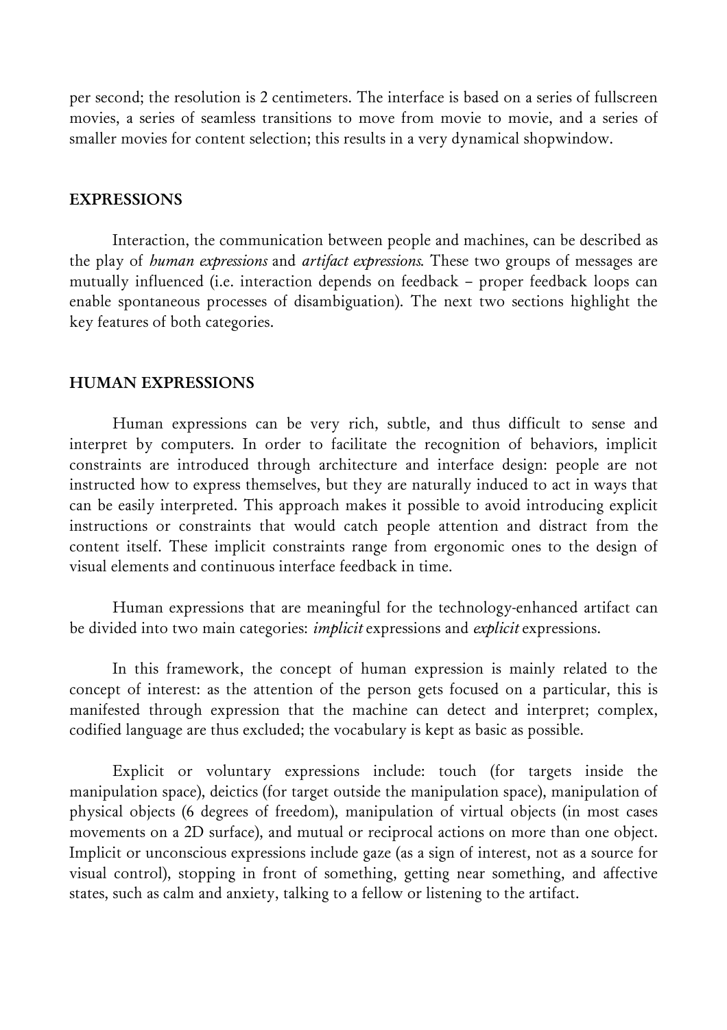per second; the resolution is 2 centimeters. The interface is based on a series of fullscreen movies, a series of seamless transitions to move from movie to movie, and a series of smaller movies for content selection; this results in a very dynamical shopwindow.

## EXPRESSIONS

Interaction, the communication between people and machines, can be described as the play of *human expressions* and *artifact expressions*. These two groups of messages are mutually influenced (i.e. interaction depends on feedback – proper feedback loops can enable spontaneous processes of disambiguation). The next two sections highlight the key features of both categories.

## HUMAN EXPRESSIONS

Human expressions can be very rich, subtle, and thus difficult to sense and interpret by computers. In order to facilitate the recognition of behaviors, implicit constraints are introduced through architecture and interface design: people are not instructed how to express themselves, but they are naturally induced to act in ways that can be easily interpreted. This approach makes it possible to avoid introducing explicit instructions or constraints that would catch people attention and distract from the content itself. These implicit constraints range from ergonomic ones to the design of visual elements and continuous interface feedback in time.

Human expressions that are meaningful for the technology-enhanced artifact can be divided into two main categories: *implicit* expressions and *explicit* expressions.

In this framework, the concept of human expression is mainly related to the concept of interest: as the attention of the person gets focused on a particular, this is manifested through expression that the machine can detect and interpret; complex, codified language are thus excluded; the vocabulary is kept as basic as possible.

Explicit or voluntary expressions include: touch (for targets inside the manipulation space), deictics (for target outside the manipulation space), manipulation of physical objects (6 degrees of freedom), manipulation of virtual objects (in most cases movements on a 2D surface), and mutual or reciprocal actions on more than one object. Implicit or unconscious expressions include gaze (as a sign of interest, not as a source for visual control), stopping in front of something, getting near something, and affective states, such as calm and anxiety, talking to a fellow or listening to the artifact.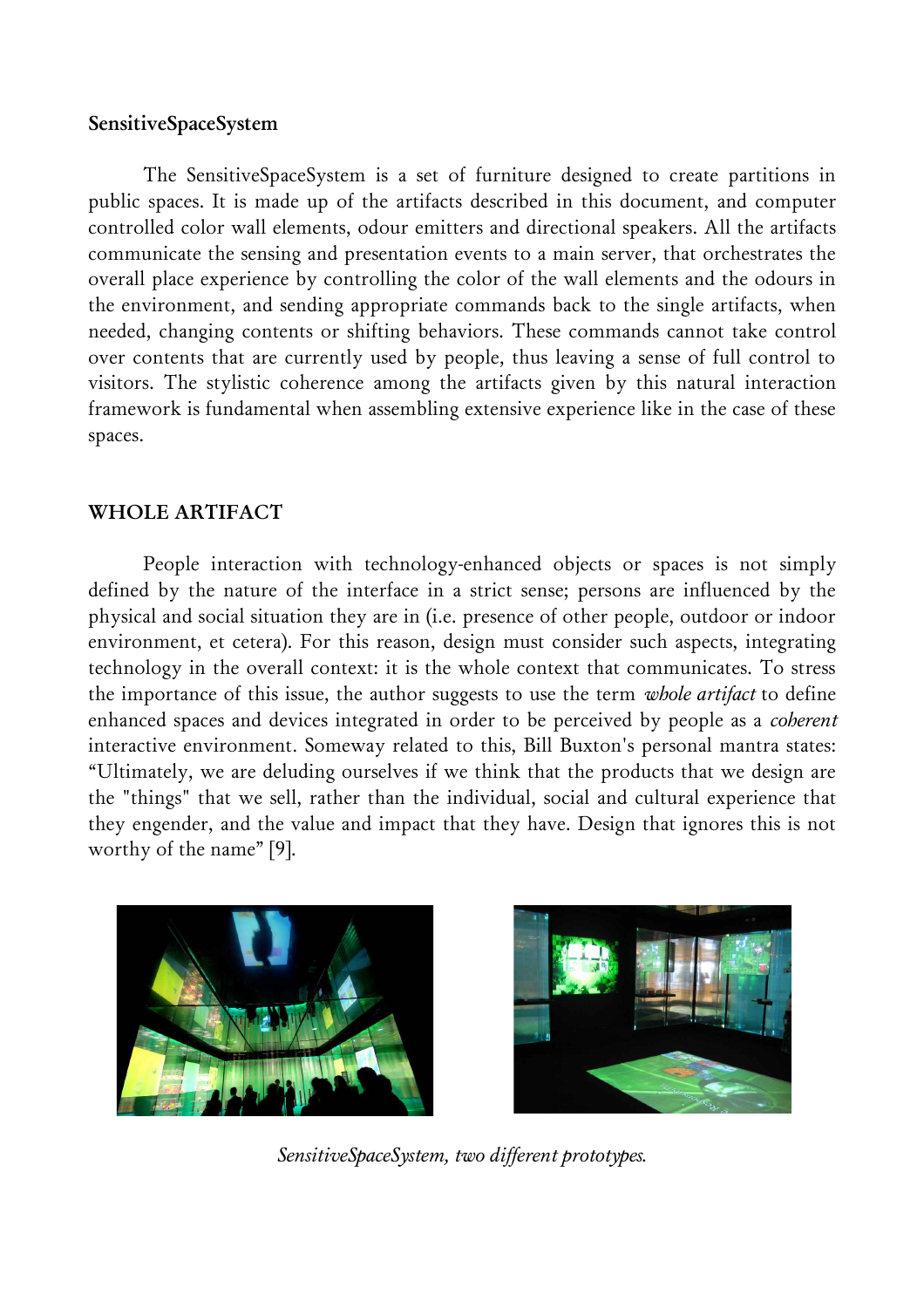**SensitiveSpaceSystem**

The SensitiveSpaceSystem is a set of furniture designed to create partitions in public spaces. It is made up of the artifacts described in this document, and computer controlled color wall elements, odour emitters and directional speakers. All the artifacts communicate the sensing and presentation events to a main server, that orchestrates the overall place experience by controlling the color of the wall elements and the odours in the environment, and sending appropriate commands back to the single artifacts, when needed, changing contents or shifting behaviors. These commands cannot take control over contents that are currently used by people, thus leaving a sense of full control to visitors. The stylistic coherence among the artifacts given by this natural interaction framework is fundamental when assembling extensive experience like in the case of these spaces.

## WHOLE ARTIFACT

People interaction with technology-enhanced objects or spaces is not simply defined by the nature of the interface in a strict sense; persons are influenced by the physical and social situation they are in (i.e. presence of other people, outdoor or indoor environment, et cetera). For this reason, design must consider such aspects, integrating technology in the overall context: it is the whole context that communicates. To stress the importance of this issue, the author suggests to use the term *whole artifact* to define enhanced spaces and devices integrated in order to be perceived by people as a *coherent* interactive environment. Someway related to this, Bill Buxton's personal mantra states: "Ultimately, we are deluding ourselves if we think that the products that we design are the "things" that we sell, rather than the individual, social and cultural experience that they engender, and the value and impact that they have. Design that ignores this is not worthy of the name" [9].

*SensitiveSpaceSystem, two different prototypes.*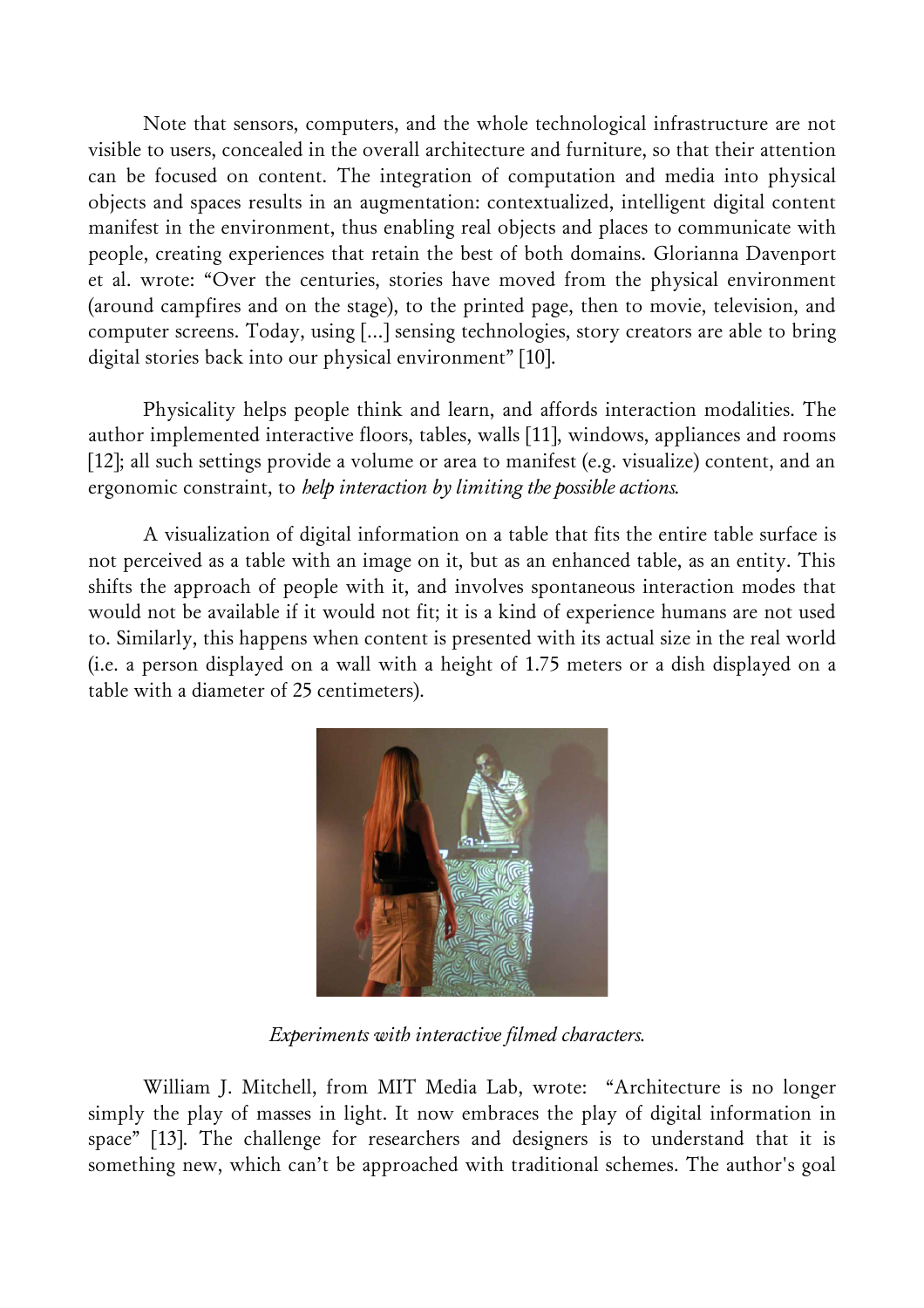Note that sensors, computers, and the whole technological infrastructure are not visible to users, concealed in the overall architecture and furniture, so that their attention can be focused on content. The integration of computation and media into physical objects and spaces results in an augmentation: contextualized, intelligent digital content manifest in the environment, thus enabling real objects and places to communicate with people, creating experiences that retain the best of both domains. Glorianna Davenport et al. wrote: "Over the centuries, stories have moved from the physical environment (around campfires and on the stage), to the printed page, then to movie, television, and computer screens. Today, using [...] sensing technologies, story creators are able to bring digital stories back into our physical environment" [10].

Physicality helps people think and learn, and affords interaction modalities. The author implemented interactive floors, tables, walls [11], windows, appliances and rooms [12]; all such settings provide a volume or area to manifest (e.g. visualize) content, and an ergonomic constraint, to *help interaction by limiting the possible actions*.

A visualization of digital information on a table that fits the entire table surface is not perceived as a table with an image on it, but as an enhanced table, as an entity. This shifts the approach of people with it, and involves spontaneous interaction modes that would not be available if it would not fit; it is a kind of experience humans are not used to. Similarly, this happens when content is presented with its actual size in the real world (i.e. a person displayed on a wall with a height of 1.75 meters or a dish displayed on a table with a diameter of 25 centimeters).

*Experiments with interactive filmed characters.*

William J. Mitchell, from MIT Media Lab, wrote: "Architecture is no longer simply the play of masses in light. It now embraces the play of digital information in space" [13]. The challenge for researchers and designers is to understand that it is something new, which can't be approached with traditional schemes. The author's goal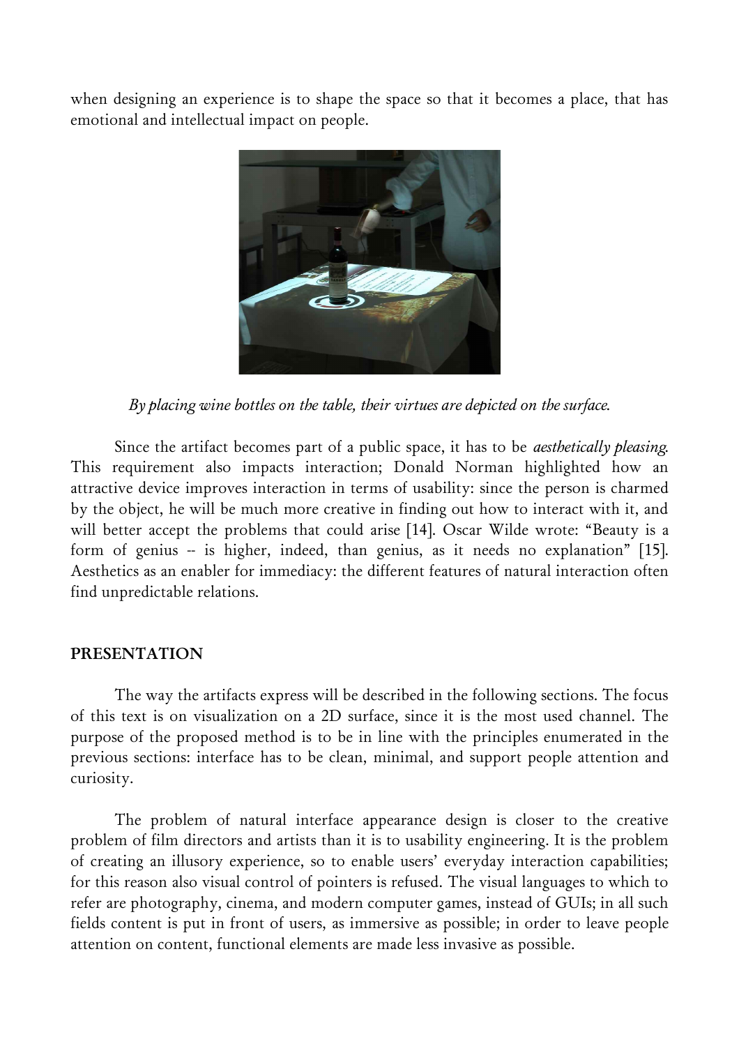when designing an experience is to shape the space so that it becomes a place, that has emotional and intellectual impact on people.

*By placing wine bottles on the table, their virtues are depicted on the surface.*

Since the artifact becomes part of a public space, it has to be *aesthetically pleasing*. This requirement also impacts interaction; Donald Norman highlighted how an attractive device improves interaction in terms of usability: since the person is charmed by the object, he will be much more creative in finding out how to interact with it, and will better accept the problems that could arise [14]. Oscar Wilde wrote: “Beauty is a form of genius -- is higher, indeed, than genius, as it needs no explanation” [15]. Aesthetics as an enabler for immediacy: the different features of natural interaction often find unpredictable relations.

## PRESENTATION

The way the artifacts express will be described in the following sections. The focus of this text is on visualization on a 2D surface, since it is the most used channel. The purpose of the proposed method is to be in line with the principles enumerated in the previous sections: interface has to be clean, minimal, and support people attention and curiosity.

The problem of natural interface appearance design is closer to the creative problem of film directors and artists than it is to usability engineering. It is the problem of creating an illusory experience, so to enable users’ everyday interaction capabilities; for this reason also visual control of pointers is refused. The visual languages to which to refer are photography, cinema, and modern computer games, instead of GUIs; in all such fields content is put in front of users, as immersive as possible; in order to leave people attention on content, functional elements are made less invasive as possible.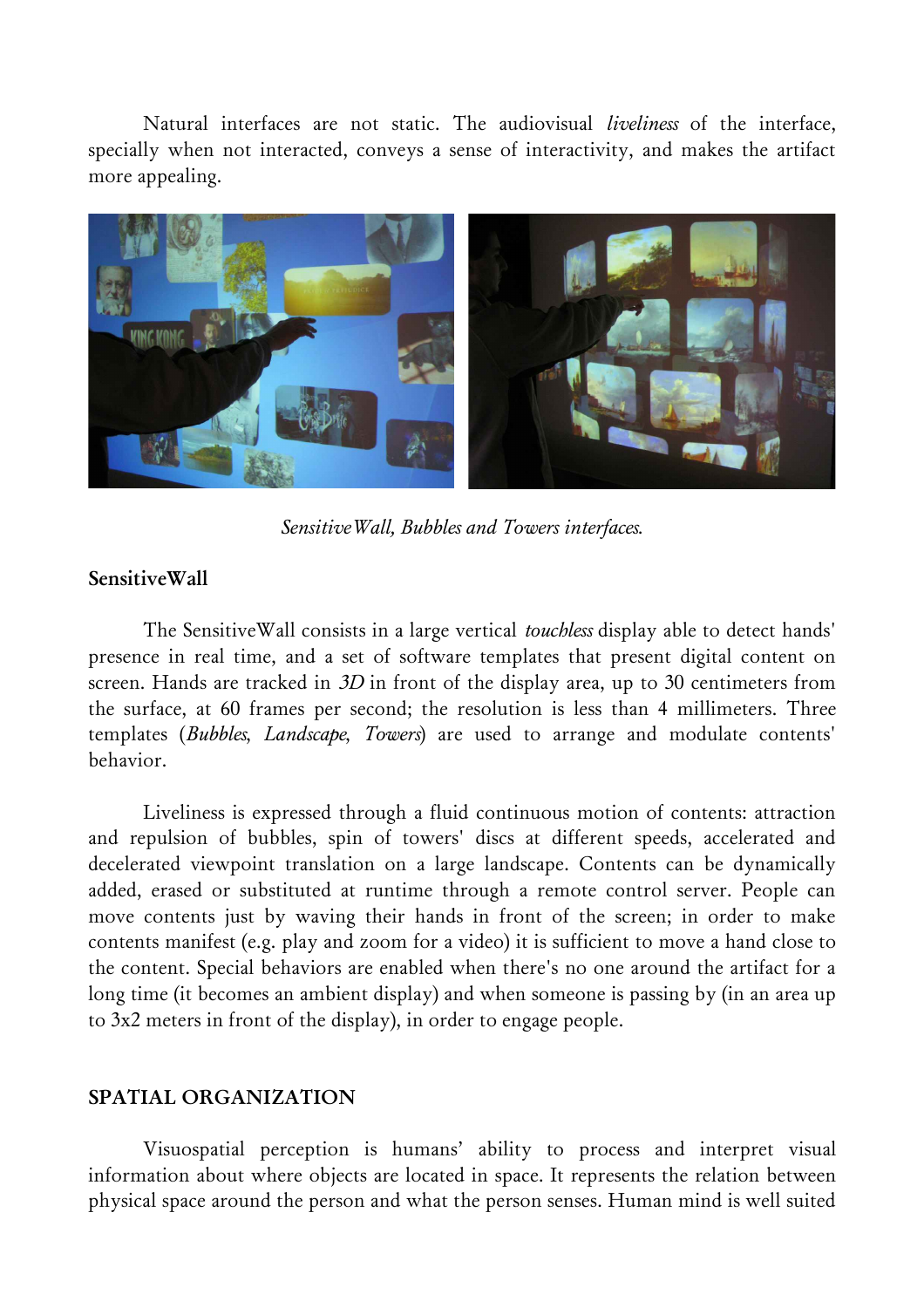Natural interfaces are not static. The audiovisual *liveliness* of the interface, specially when not interacted, conveys a sense of interactivity, and makes the artifact more appealing.

*SensitiveWall, Bubbles and Towers interfaces.*

## SensitiveWall

The SensitiveWall consists in a large vertical *touchless* display able to detect hands' presence in real time, and a set of software templates that present digital content on screen. Hands are tracked in *3D* in front of the display area, up to 30 centimeters from the surface, at 60 frames per second; the resolution is less than 4 millimeters. Three templates (*Bubbles*, *Landscape*, *Towers*) are used to arrange and modulate contents' behavior.

Liveliness is expressed through a fluid continuous motion of contents: attraction and repulsion of bubbles, spin of towers' discs at different speeds, accelerated and decelerated viewpoint translation on a large landscape. Contents can be dynamically added, erased or substituted at runtime through a remote control server. People can move contents just by waving their hands in front of the screen; in order to make contents manifest (e.g. play and zoom for a video) it is sufficient to move a hand close to the content. Special behaviors are enabled when there's no one around the artifact for a long time (it becomes an ambient display) and when someone is passing by (in an area up to 3x2 meters in front of the display), in order to engage people.

## SPATIAL ORGANIZATION

Visuospatial perception is humans' ability to process and interpret visual information about where objects are located in space. It represents the relation between physical space around the person and what the person senses. Human mind is well suited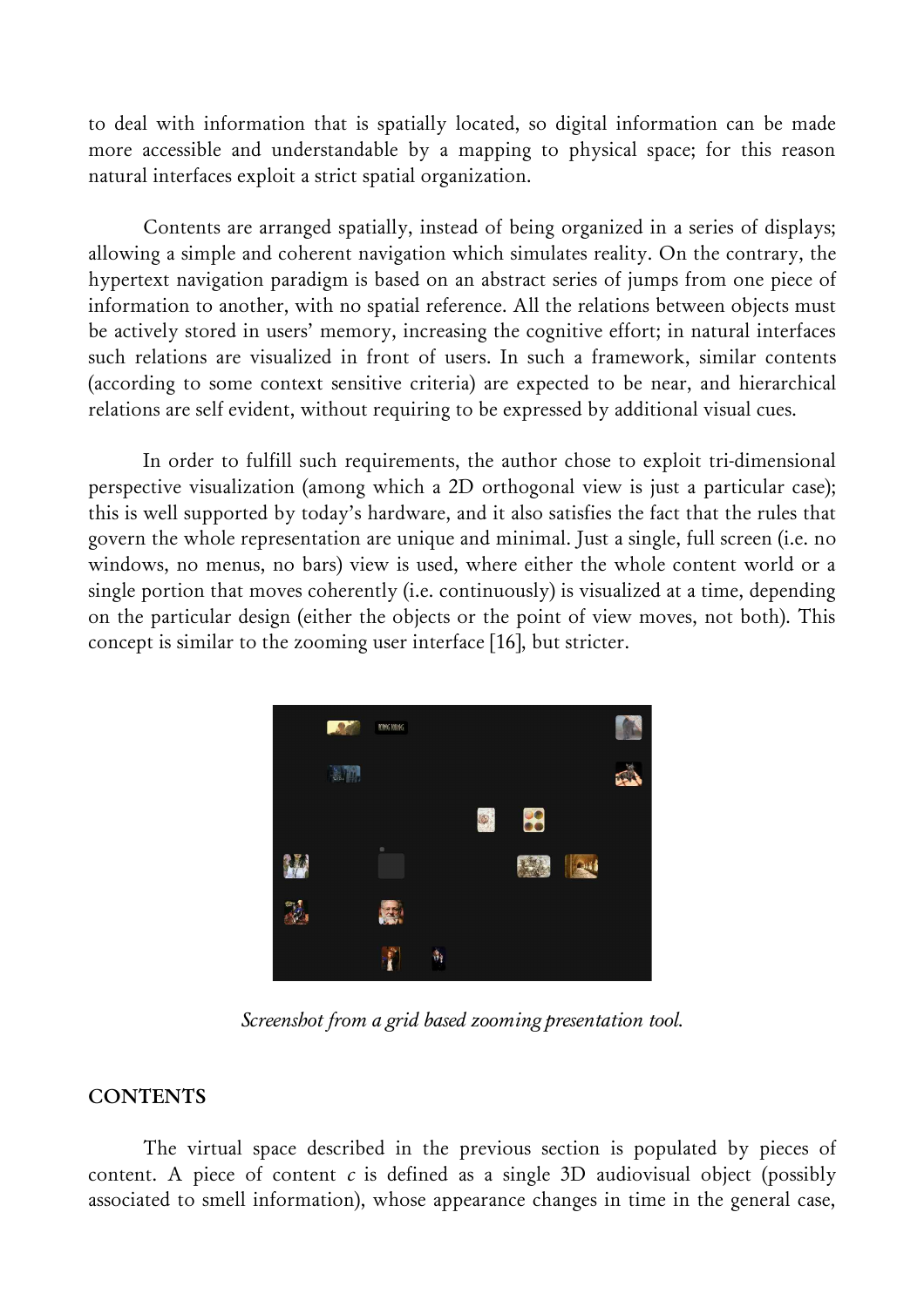to deal with information that is spatially located, so digital information can be made more accessible and understandable by a mapping to physical space; for this reason natural interfaces exploit a strict spatial organization.

Contents are arranged spatially, instead of being organized in a series of displays; allowing a simple and coherent navigation which simulates reality. On the contrary, the hypertext navigation paradigm is based on an abstract series of jumps from one piece of information to another, with no spatial reference. All the relations between objects must be actively stored in users' memory, increasing the cognitive effort; in natural interfaces such relations are visualized in front of users. In such a framework, similar contents (according to some context sensitive criteria) are expected to be near, and hierarchical relations are self evident, without requiring to be expressed by additional visual cues.

In order to fulfill such requirements, the author chose to exploit tri-dimensional perspective visualization (among which a 2D orthogonal view is just a particular case); this is well supported by today's hardware, and it also satisfies the fact that the rules that govern the whole representation are unique and minimal. Just a single, full screen (i.e. no windows, no menus, no bars) view is used, where either the whole content world or a single portion that moves coherently (i.e. continuously) is visualized at a time, depending on the particular design (either the objects or the point of view moves, not both). This concept is similar to the zooming user interface [16], but stricter.

*Screenshot from a grid based zooming presentation tool.*

## CONTENTS

The virtual space described in the previous section is populated by pieces of content. A piece of content $c$ is defined as a single 3D audiovisual object (possibly associated to smell information), whose appearance changes in time in the general case,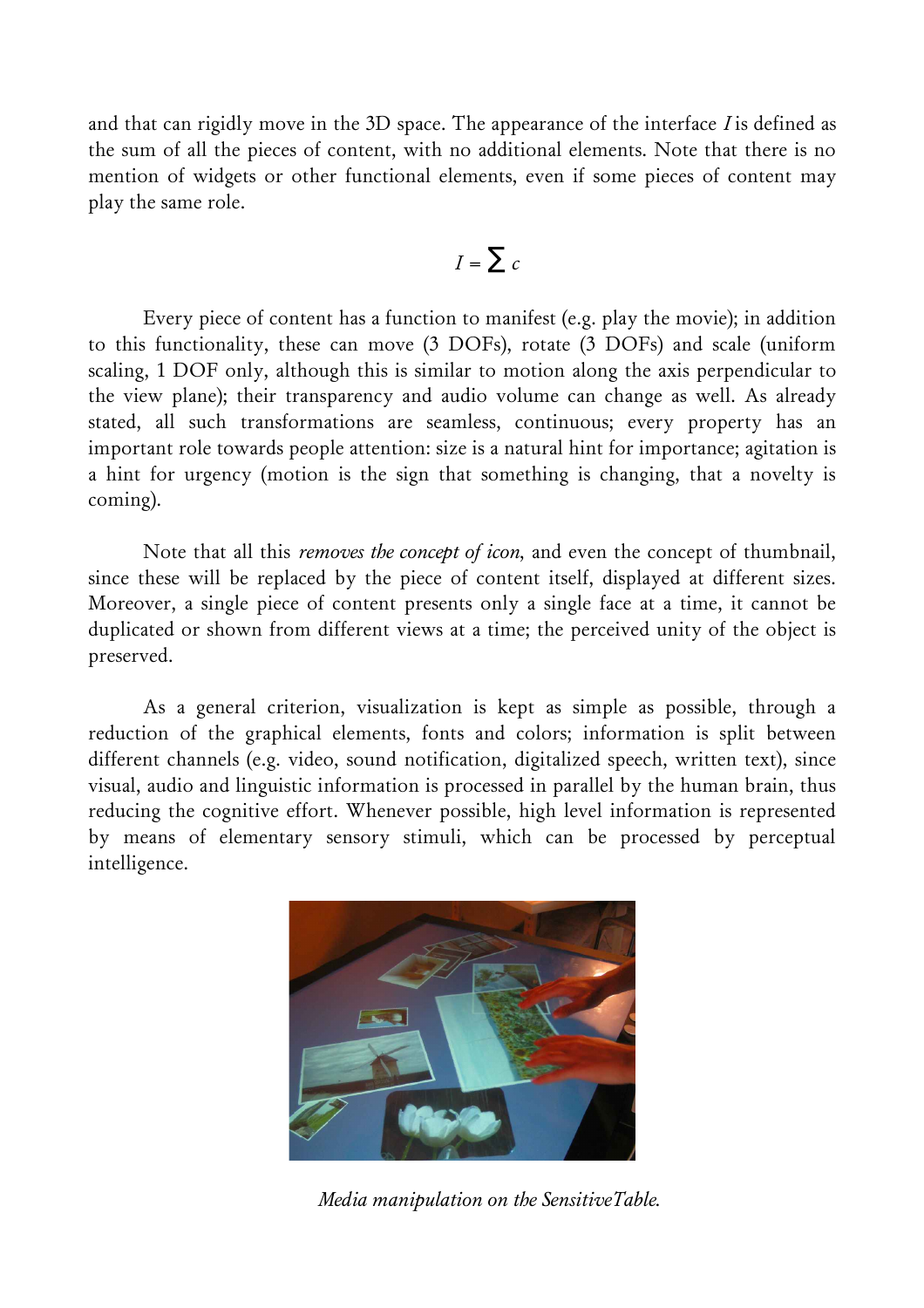and that can rigidly move in the 3D space. The appearance of the interface $I$ is defined as the sum of all the pieces of content, with no additional elements. Note that there is no mention of widgets or other functional elements, even if some pieces of content may play the same role.

$$I = \sum c$$

Every piece of content has a function to manifest (e.g. play the movie); in addition to this functionality, these can move (3 DOFs), rotate (3 DOFs) and scale (uniform scaling, 1 DOF only, although this is similar to motion along the axis perpendicular to the view plane); their transparency and audio volume can change as well. As already stated, all such transformations are seamless, continuous; every property has an important role towards people attention: size is a natural hint for importance; agitation is a hint for urgency (motion is the sign that something is changing, that a novelty is coming).

Note that all this *removes the concept of icon*, and even the concept of thumbnail, since these will be replaced by the piece of content itself, displayed at different sizes. Moreover, a single piece of content presents only a single face at a time, it cannot be duplicated or shown from different views at a time; the perceived unity of the object is preserved.

As a general criterion, visualization is kept as simple as possible, through a reduction of the graphical elements, fonts and colors; information is split between different channels (e.g. video, sound notification, digitalized speech, written text), since visual, audio and linguistic information is processed in parallel by the human brain, thus reducing the cognitive effort. Whenever possible, high level information is represented by means of elementary sensory stimuli, which can be processed by perceptual intelligence.

*Media manipulation on the SensitiveTable.*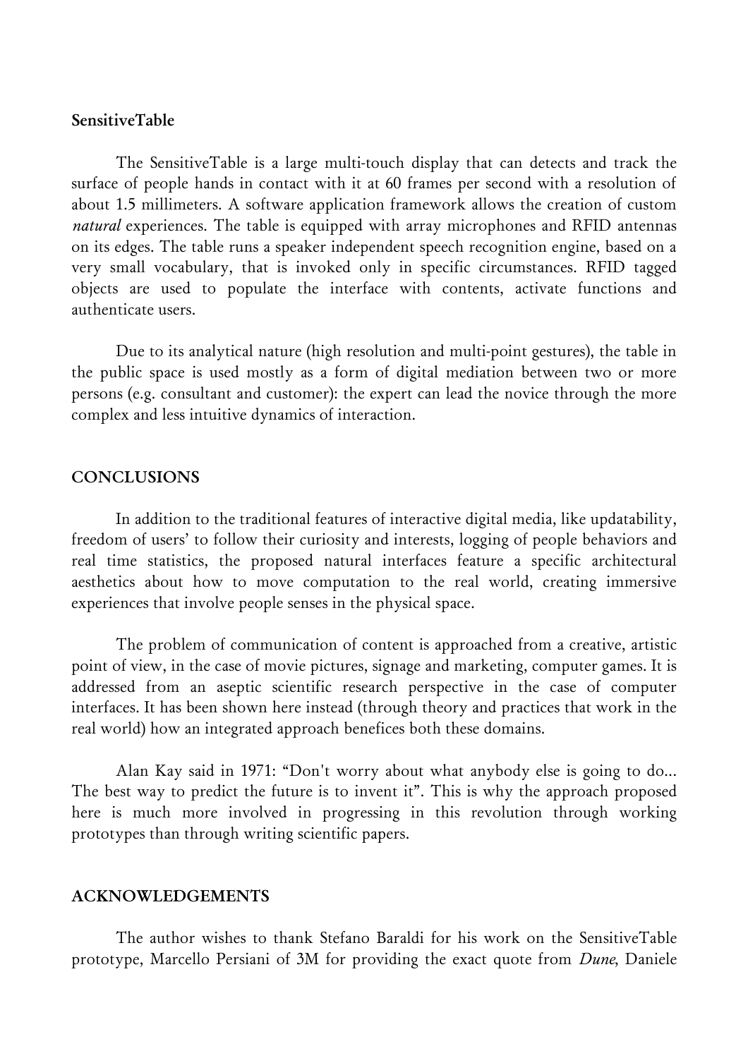**SensitiveTable**

The SensitiveTable is a large multi-touch display that can detects and track the surface of people hands in contact with it at 60 frames per second with a resolution of about 1.5 millimeters. A software application framework allows the creation of custom *natural* experiences. The table is equipped with array microphones and RFID antennas on its edges. The table runs a speaker independent speech recognition engine, based on a very small vocabulary, that is invoked only in specific circumstances. RFID tagged objects are used to populate the interface with contents, activate functions and authenticate users.

Due to its analytical nature (high resolution and multi-point gestures), the table in the public space is used mostly as a form of digital mediation between two or more persons (e.g. consultant and customer): the expert can lead the novice through the more complex and less intuitive dynamics of interaction.

## CONCLUSIONS

In addition to the traditional features of interactive digital media, like updatability, freedom of users' to follow their curiosity and interests, logging of people behaviors and real time statistics, the proposed natural interfaces feature a specific architectural aesthetics about how to move computation to the real world, creating immersive experiences that involve people senses in the physical space.

The problem of communication of content is approached from a creative, artistic point of view, in the case of movie pictures, signage and marketing, computer games. It is addressed from an aseptic scientific research perspective in the case of computer interfaces. It has been shown here instead (through theory and practices that work in the real world) how an integrated approach benefices both these domains.

Alan Kay said in 1971: "Don't worry about what anybody else is going to do... The best way to predict the future is to invent it". This is why the approach proposed here is much more involved in progressing in this revolution through working prototypes than through writing scientific papers.

## ACKNOWLEDGEMENTS

The author wishes to thank Stefano Baraldi for his work on the SensitiveTable prototype, Marcello Persiani of 3M for providing the exact quote from *Dune*, Daniele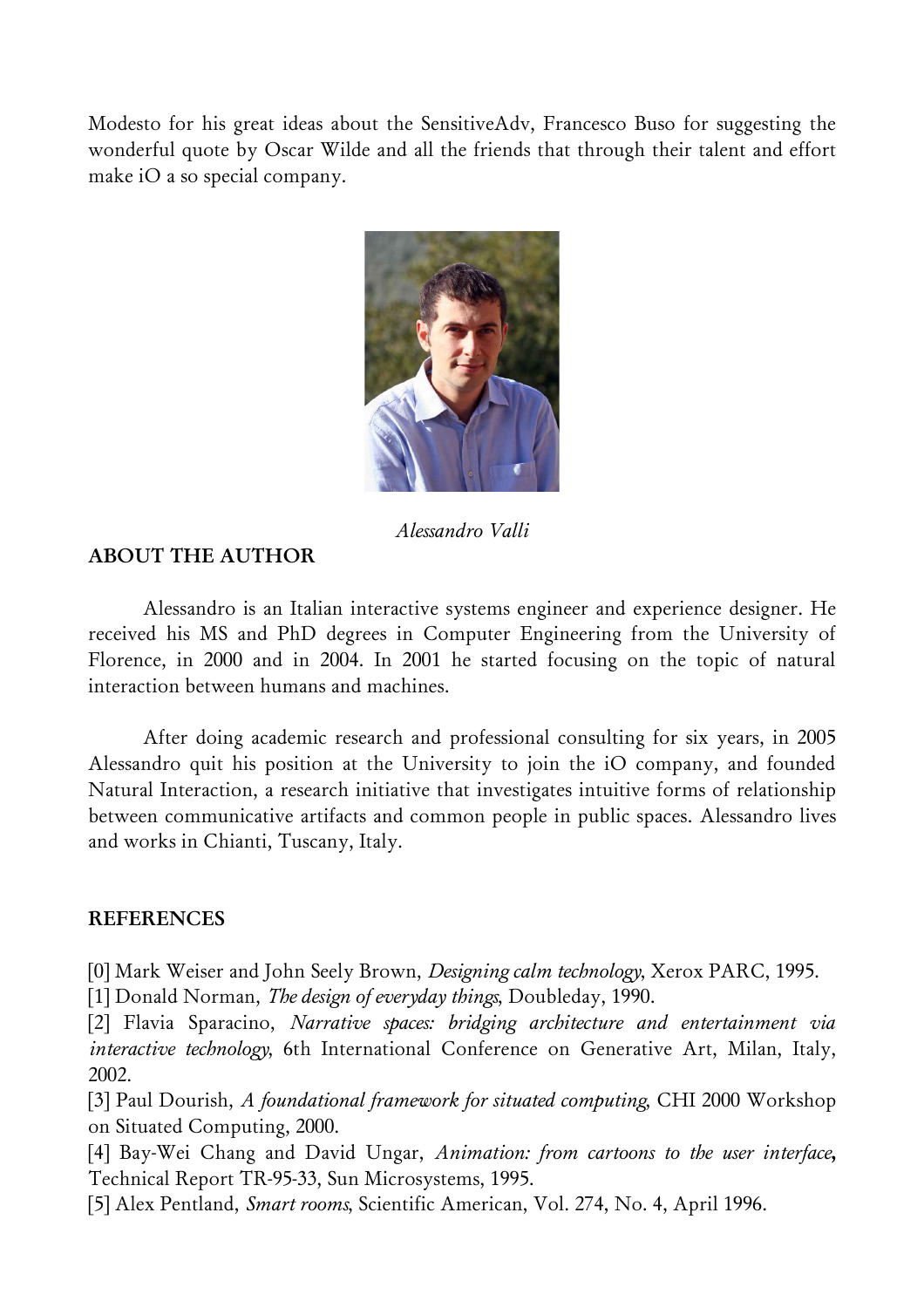Modesto for his great ideas about the SensitiveAdv, Francesco Buso for suggesting the wonderful quote by Oscar Wilde and all the friends that through their talent and effort make iO a so special company.

*Alessandro Valli*

## ABOUT THE AUTHOR

Alessandro is an Italian interactive systems engineer and experience designer. He received his MS and PhD degrees in Computer Engineering from the University of Florence, in 2000 and in 2004. In 2001 he started focusing on the topic of natural interaction between humans and machines.

After doing academic research and professional consulting for six years, in 2005 Alessandro quit his position at the University to join the iO company, and founded Natural Interaction, a research initiative that investigates intuitive forms of relationship between communicative artifacts and common people in public spaces. Alessandro lives and works in Chianti, Tuscany, Italy.

## REFERENCES

[0] Mark Weiser and John Seely Brown, *Designing calm technology*, Xerox PARC, 1995.
[1] Donald Norman, *The design of everyday things*, Doubleday, 1990.
[2] Flavia Sparacino, *Narrative spaces: bridging architecture and entertainment via interactive technology*, 6th International Conference on Generative Art, Milan, Italy, 2002.
[3] Paul Dourish, *A foundational framework for situated computing*, CHI 2000 Workshop on Situated Computing, 2000.
[4] Bay-Wei Chang and David Ungar, *Animation: from cartoons to the user interface*, Technical Report TR-95-33, Sun Microsystems, 1995.
[5] Alex Pentland, *Smart rooms*, Scientific American, Vol. 274, No. 4, April 1996.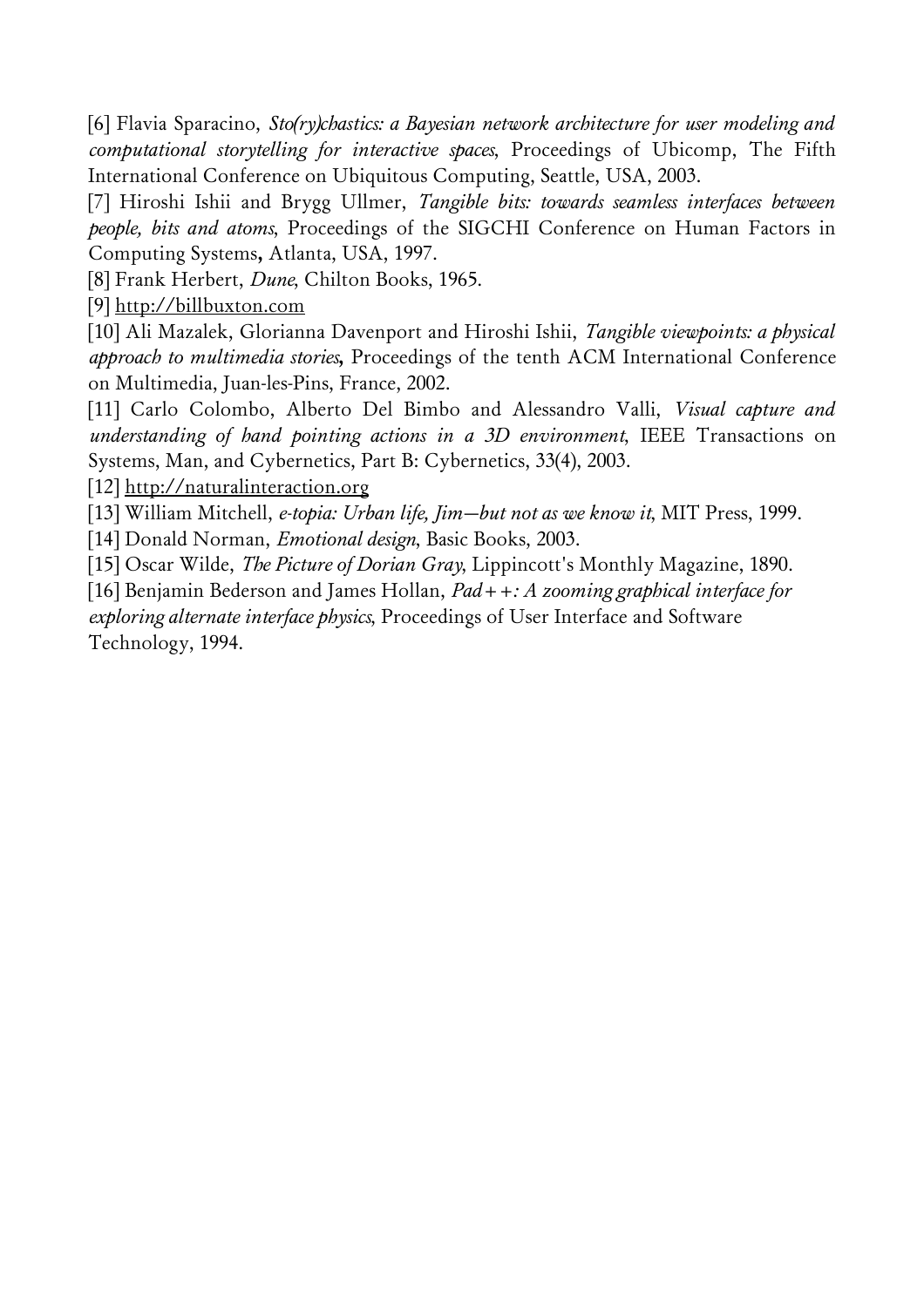[6] Flavia Sparacino, *Sto(ry)chastics: a Bayesian network architecture for user modeling and computational storytelling for interactive spaces*, Proceedings of Ubicomp, The Fifth International Conference on Ubiquitous Computing, Seattle, USA, 2003.

[7] Hiroshi Ishii and Brygg Ullmer, *Tangible bits: towards seamless interfaces between people, bits and atoms*, Proceedings of the SIGCHI Conference on Human Factors in Computing Systems**,** Atlanta, USA, 1997.

[8] Frank Herbert, *Dune*, Chilton Books, 1965.

[9] http://billbuxton.com

[10] Ali Mazalek, Glorianna Davenport and Hiroshi Ishii, *Tangible viewpoints: a physical approach to multimedia stories***,** Proceedings of the tenth ACM International Conference on Multimedia, Juan-les-Pins, France, 2002.

[11] Carlo Colombo, Alberto Del Bimbo and Alessandro Valli, *Visual capture and understanding of hand pointing actions in a 3D environment*, IEEE Transactions on Systems, Man, and Cybernetics, Part B: Cybernetics, 33(4), 2003.

[12] http://naturalinteraction.org

[13] William Mitchell, *e-topia: Urban life, Jim—but not as we know it*, MIT Press, 1999.

[14] Donald Norman, *Emotional design*, Basic Books, 2003.

[15] Oscar Wilde, *The Picture of Dorian Gray*, Lippincott's Monthly Magazine, 1890.

[16] Benjamin Bederson and James Hollan, *Pad++: A zooming graphical interface for exploring alternate interface physics*, Proceedings of User Interface and Software Technology, 1994.